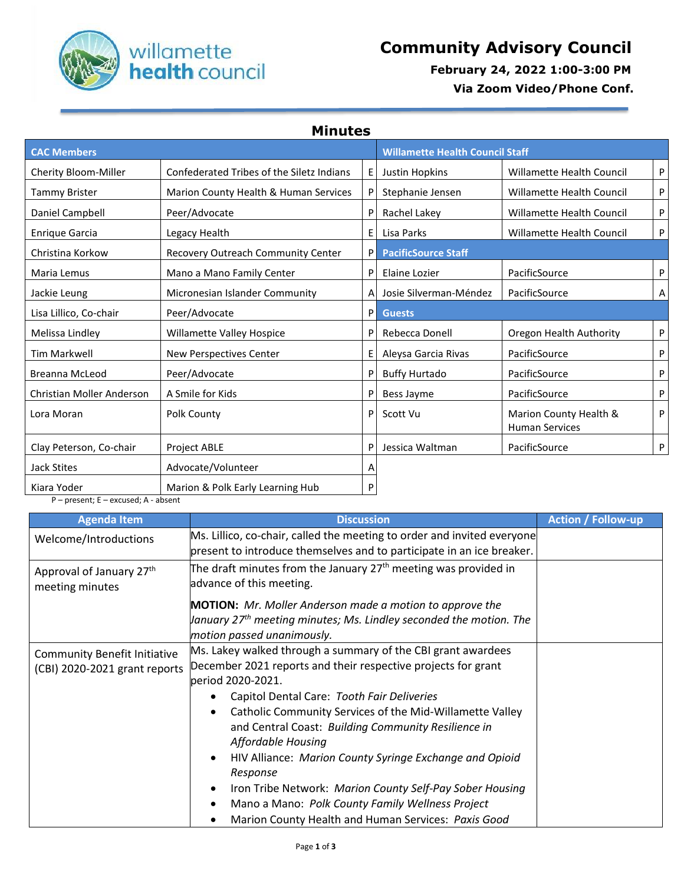willamette health council

# Community Advisory Council

**February 24, 2022 1:00-3:00 PM**

**Via Zoom Video/Phone Conf.**

## Minutes

| CAC Members | | | Willamette Health Council Staff | | |
|---|---|---|---|---|---|
| Cherity Bloom-Miller | Confederated Tribes of the Siletz Indians | E | Justin Hopkins | Willamette Health Council | P |
| Tammy Brister | Marion County Health & Human Services | P | Stephanie Jensen | Willamette Health Council | P |
| Daniel Campbell | Peer/Advocate | P | Rachel Lakey | Willamette Health Council | P |
| Enrique Garcia | Legacy Health | E | Lisa Parks | Willamette Health Council | P |
| Christina Korkow | Recovery Outreach Community Center | P | **PacificSource Staff** | | |
| Maria Lemus | Mano a Mano Family Center | P | Elaine Lozier | PacificSource | P |
| Jackie Leung | Micronesian Islander Community | A | Josie Silverman-Méndez | PacificSource | A |
| Lisa Lillico, Co-chair | Peer/Advocate | P | **Guests** | | |
| Melissa Lindley | Willamette Valley Hospice | P | Rebecca Donell | Oregon Health Authority | P |
| Tim Markwell | New Perspectives Center | E | Aleysa Garcia Rivas | PacificSource | P |
| Breanna McLeod | Peer/Advocate | P | Buffy Hurtado | PacificSource | P |
| Christian Moller Anderson | A Smile for Kids | P | Bess Jayme | PacificSource | P |
| Lora Moran | Polk County | P | Scott Vu | Marion County Health & Human Services | P |
| Clay Peterson, Co-chair | Project ABLE | P | Jessica Waltman | PacificSource | P |
| Jack Stites | Advocate/Volunteer | A | | | |
| Kiara Yoder | Marion & Polk Early Learning Hub | P | | | |

P – present; E – excused; A - absent

| Agenda Item | Discussion | Action / Follow-up |
|---|---|---|
| Welcome/Introductions | Ms. Lillico, co-chair, called the meeting to order and invited everyone present to introduce themselves and to participate in an ice breaker. | |
| Approval of January 27th meeting minutes | The draft minutes from the January 27th meeting was provided in advance of this meeting.<br><br>**MOTION:** *Mr. Moller Anderson made a motion to approve the January 27th meeting minutes; Ms. Lindley seconded the motion. The motion passed unanimously.* | |
| Community Benefit Initiative (CBI) 2020-2021 grant reports | Ms. Lakey walked through a summary of the CBI grant awardees December 2021 reports and their respective projects for grant period 2020-2021.<br>• Capitol Dental Care: *Tooth Fair Deliveries*<br>• Catholic Community Services of the Mid-Willamette Valley and Central Coast: *Building Community Resilience in Affordable Housing*<br>• HIV Alliance: *Marion County Syringe Exchange and Opioid Response*<br>• Iron Tribe Network: *Marion County Self-Pay Sober Housing*<br>• Mano a Mano: *Polk County Family Wellness Project*<br>• Marion County Health and Human Services: *Paxis Good* | |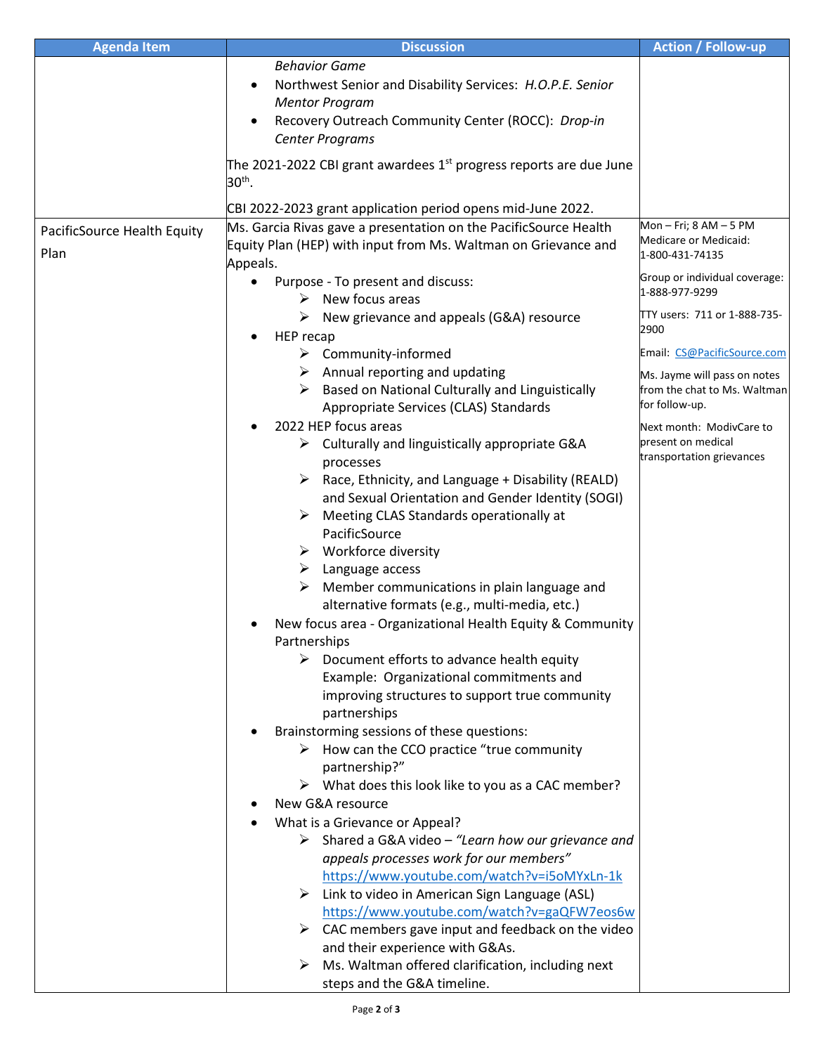| Agenda Item | Discussion | Action / Follow-up |
|---|---|---|
| | *Behavior Game*<br>• Northwest Senior and Disability Services: *H.O.P.E. Senior Mentor Program*<br>• Recovery Outreach Community Center (ROCC): *Drop-in Center Programs*<br><br>The 2021-2022 CBI grant awardees 1st progress reports are due June 30th.<br><br>CBI 2022-2023 grant application period opens mid-June 2022. | |
| PacificSource Health Equity Plan | Ms. Garcia Rivas gave a presentation on the PacificSource Health Equity Plan (HEP) with input from Ms. Waltman on Grievance and Appeals.<br>• Purpose - To present and discuss:<br>&nbsp;&nbsp;➢ New focus areas<br>&nbsp;&nbsp;➢ New grievance and appeals (G&A) resource<br>• HEP recap<br>&nbsp;&nbsp;➢ Community-informed<br>&nbsp;&nbsp;➢ Annual reporting and updating<br>&nbsp;&nbsp;➢ Based on National Culturally and Linguistically Appropriate Services (CLAS) Standards<br>• 2022 HEP focus areas<br>&nbsp;&nbsp;➢ Culturally and linguistically appropriate G&A processes<br>&nbsp;&nbsp;➢ Race, Ethnicity, and Language + Disability (REALD) and Sexual Orientation and Gender Identity (SOGI)<br>&nbsp;&nbsp;➢ Meeting CLAS Standards operationally at PacificSource<br>&nbsp;&nbsp;➢ Workforce diversity<br>&nbsp;&nbsp;➢ Language access<br>&nbsp;&nbsp;➢ Member communications in plain language and alternative formats (e.g., multi-media, etc.)<br>• New focus area - Organizational Health Equity & Community Partnerships<br>&nbsp;&nbsp;➢ Document efforts to advance health equity Example: Organizational commitments and improving structures to support true community partnerships<br>• Brainstorming sessions of these questions:<br>&nbsp;&nbsp;➢ How can the CCO practice "true community partnership?"<br>&nbsp;&nbsp;➢ What does this look like to you as a CAC member?<br>• New G&A resource<br>• What is a Grievance or Appeal?<br>&nbsp;&nbsp;➢ Shared a G&A video – *"Learn how our grievance and appeals processes work for our members"* https://www.youtube.com/watch?v=i5oMYxLn-1k<br>&nbsp;&nbsp;➢ Link to video in American Sign Language (ASL) https://www.youtube.com/watch?v=gaQFW7eos6w<br>&nbsp;&nbsp;➢ CAC members gave input and feedback on the video and their experience with G&As.<br>&nbsp;&nbsp;➢ Ms. Waltman offered clarification, including next steps and the G&A timeline. | Mon – Fri; 8 AM – 5 PM Medicare or Medicaid: 1-800-431-74135<br><br>Group or individual coverage: 1-888-977-9299<br><br>TTY users: 711 or 1-888-735-2900<br><br>Email: CS@PacificSource.com<br><br>Ms. Jayme will pass on notes from the chat to Ms. Waltman for follow-up.<br><br>Next month: ModivCare to present on medical transportation grievances |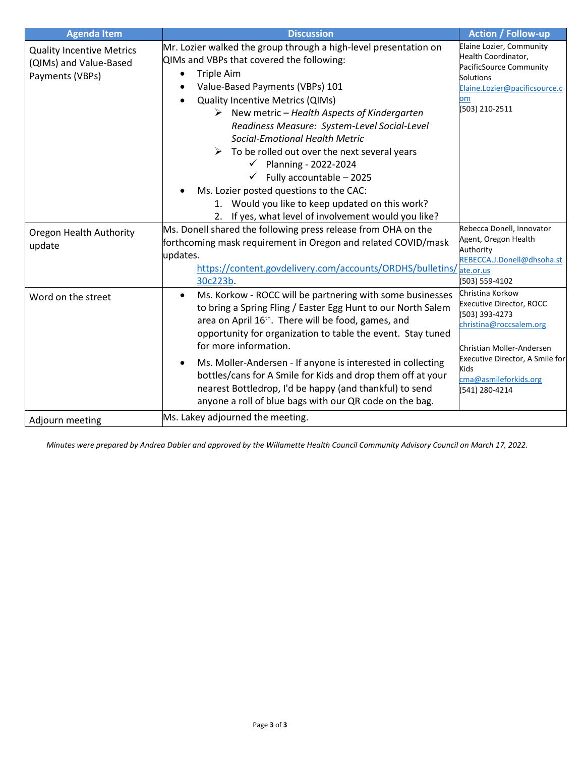| Agenda Item | Discussion | Action / Follow-up |
|---|---|---|
| Quality Incentive Metrics (QIMs) and Value-Based Payments (VBPs) | Mr. Lozier walked the group through a high-level presentation on QIMs and VBPs that covered the following:<br>• Triple Aim<br>• Value-Based Payments (VBPs) 101<br>• Quality Incentive Metrics (QIMs)<br>  ➢ New metric – *Health Aspects of Kindergarten Readiness Measure: System-Level Social-Level Social-Emotional Health Metric*<br>  ➢ To be rolled out over the next several years<br>    ✓ Planning - 2022-2024<br>    ✓ Fully accountable – 2025<br>• Ms. Lozier posted questions to the CAC:<br>  1. Would you like to keep updated on this work?<br>  2. If yes, what level of involvement would you like? | Elaine Lozier, Community Health Coordinator, PacificSource Community Solutions<br>Elaine.Lozier@pacificsource.com<br>(503) 210-2511 |
| Oregon Health Authority update | Ms. Donell shared the following press release from OHA on the forthcoming mask requirement in Oregon and related COVID/mask updates.<br>https://content.govdelivery.com/accounts/ORDHS/bulletins/30c223b. | Rebecca Donell, Innovator Agent, Oregon Health Authority<br>REBECCA.J.Donell@dhsoha.state.or.us<br>(503) 559-4102 |
| Word on the street | • Ms. Korkow - ROCC will be partnering with some businesses to bring a Spring Fling / Easter Egg Hunt to our North Salem area on April 16th. There will be food, games, and opportunity for organization to table the event. Stay tuned for more information.<br>• Ms. Moller-Andersen - If anyone is interested in collecting bottles/cans for A Smile for Kids and drop them off at your nearest Bottledrop, I'd be happy (and thankful) to send anyone a roll of blue bags with our QR code on the bag. | Christina Korkow<br>Executive Director, ROCC<br>(503) 393-4273<br>christina@roccsalem.org<br><br>Christian Moller-Andersen<br>Executive Director, A Smile for Kids<br>cma@asmileforkids.org<br>(541) 280-4214 |
| Adjourn meeting | Ms. Lakey adjourned the meeting. | |

*Minutes were prepared by Andrea Dabler and approved by the Willamette Health Council Community Advisory Council on March 17, 2022.*